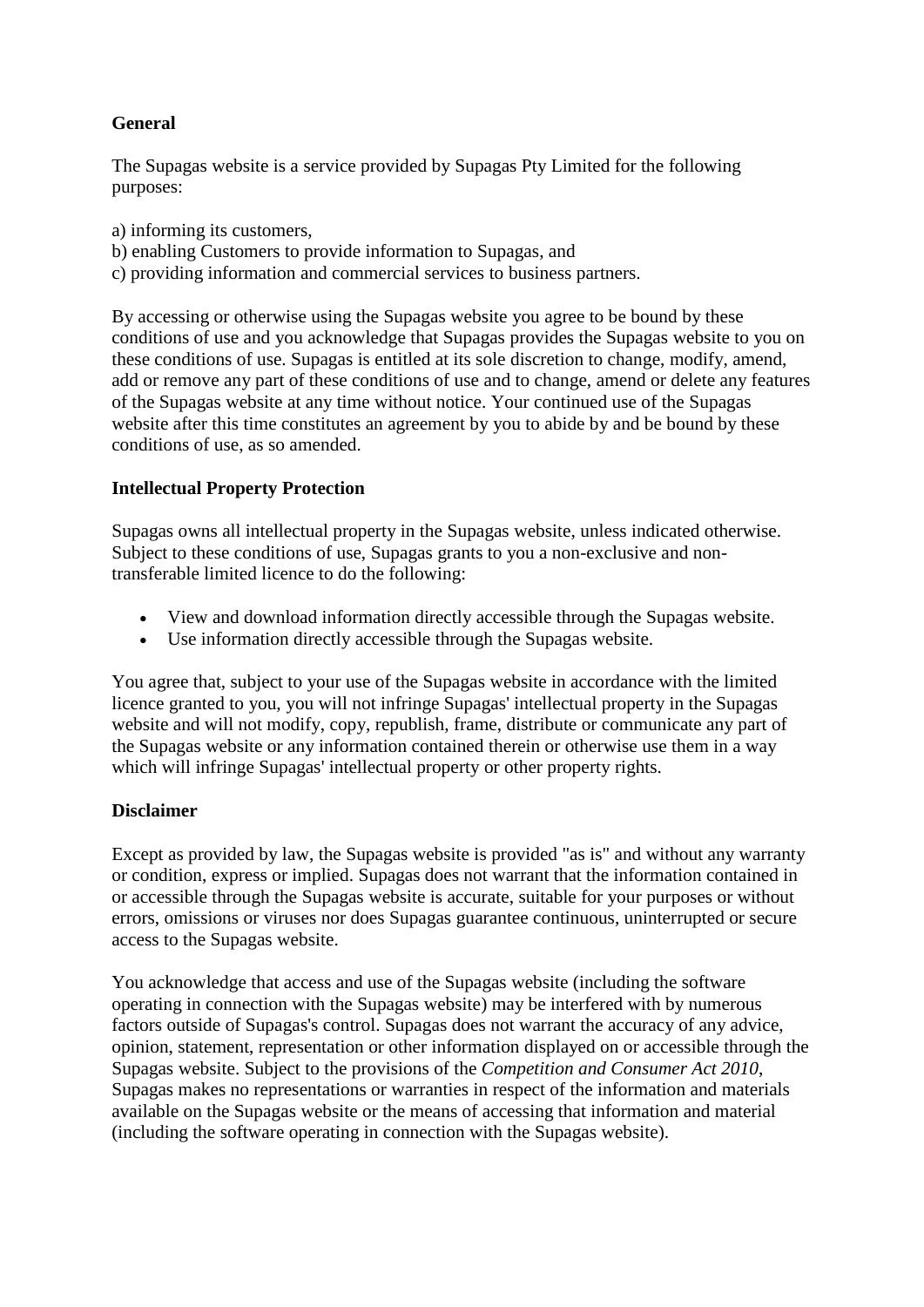**General**

The Supagas website is a service provided by Supagas Pty Limited for the following purposes:

a) informing its customers,
b) enabling Customers to provide information to Supagas, and
c) providing information and commercial services to business partners.

By accessing or otherwise using the Supagas website you agree to be bound by these conditions of use and you acknowledge that Supagas provides the Supagas website to you on these conditions of use. Supagas is entitled at its sole discretion to change, modify, amend, add or remove any part of these conditions of use and to change, amend or delete any features of the Supagas website at any time without notice. Your continued use of the Supagas website after this time constitutes an agreement by you to abide by and be bound by these conditions of use, as so amended.

**Intellectual Property Protection**

Supagas owns all intellectual property in the Supagas website, unless indicated otherwise. Subject to these conditions of use, Supagas grants to you a non-exclusive and non-transferable limited licence to do the following:

- View and download information directly accessible through the Supagas website.
- Use information directly accessible through the Supagas website.

You agree that, subject to your use of the Supagas website in accordance with the limited licence granted to you, you will not infringe Supagas' intellectual property in the Supagas website and will not modify, copy, republish, frame, distribute or communicate any part of the Supagas website or any information contained therein or otherwise use them in a way which will infringe Supagas' intellectual property or other property rights.

**Disclaimer**

Except as provided by law, the Supagas website is provided "as is" and without any warranty or condition, express or implied. Supagas does not warrant that the information contained in or accessible through the Supagas website is accurate, suitable for your purposes or without errors, omissions or viruses nor does Supagas guarantee continuous, uninterrupted or secure access to the Supagas website.

You acknowledge that access and use of the Supagas website (including the software operating in connection with the Supagas website) may be interfered with by numerous factors outside of Supagas's control. Supagas does not warrant the accuracy of any advice, opinion, statement, representation or other information displayed on or accessible through the Supagas website. Subject to the provisions of the *Competition and Consumer Act 2010*, Supagas makes no representations or warranties in respect of the information and materials available on the Supagas website or the means of accessing that information and material (including the software operating in connection with the Supagas website).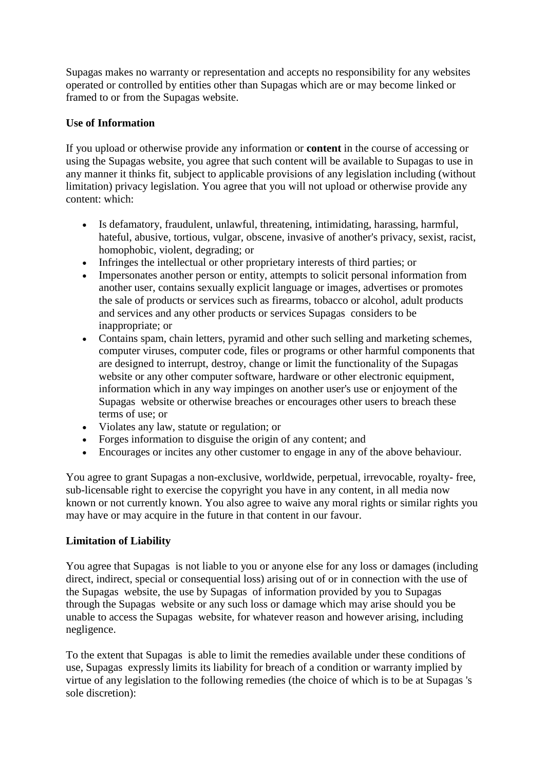Supagas makes no warranty or representation and accepts no responsibility for any websites operated or controlled by entities other than Supagas which are or may become linked or framed to or from the Supagas website.

**Use of Information**

If you upload or otherwise provide any information or **content** in the course of accessing or using the Supagas website, you agree that such content will be available to Supagas to use in any manner it thinks fit, subject to applicable provisions of any legislation including (without limitation) privacy legislation. You agree that you will not upload or otherwise provide any content: which:

- Is defamatory, fraudulent, unlawful, threatening, intimidating, harassing, harmful, hateful, abusive, tortious, vulgar, obscene, invasive of another's privacy, sexist, racist, homophobic, violent, degrading; or
- Infringes the intellectual or other proprietary interests of third parties; or
- Impersonates another person or entity, attempts to solicit personal information from another user, contains sexually explicit language or images, advertises or promotes the sale of products or services such as firearms, tobacco or alcohol, adult products and services and any other products or services Supagas considers to be inappropriate; or
- Contains spam, chain letters, pyramid and other such selling and marketing schemes, computer viruses, computer code, files or programs or other harmful components that are designed to interrupt, destroy, change or limit the functionality of the Supagas website or any other computer software, hardware or other electronic equipment, information which in any way impinges on another user's use or enjoyment of the Supagas website or otherwise breaches or encourages other users to breach these terms of use; or
- Violates any law, statute or regulation; or
- Forges information to disguise the origin of any content; and
- Encourages or incites any other customer to engage in any of the above behaviour.

You agree to grant Supagas a non-exclusive, worldwide, perpetual, irrevocable, royalty- free, sub-licensable right to exercise the copyright you have in any content, in all media now known or not currently known. You also agree to waive any moral rights or similar rights you may have or may acquire in the future in that content in our favour.

**Limitation of Liability**

You agree that Supagas is not liable to you or anyone else for any loss or damages (including direct, indirect, special or consequential loss) arising out of or in connection with the use of the Supagas website, the use by Supagas of information provided by you to Supagas through the Supagas website or any such loss or damage which may arise should you be unable to access the Supagas website, for whatever reason and however arising, including negligence.

To the extent that Supagas is able to limit the remedies available under these conditions of use, Supagas expressly limits its liability for breach of a condition or warranty implied by virtue of any legislation to the following remedies (the choice of which is to be at Supagas 's sole discretion):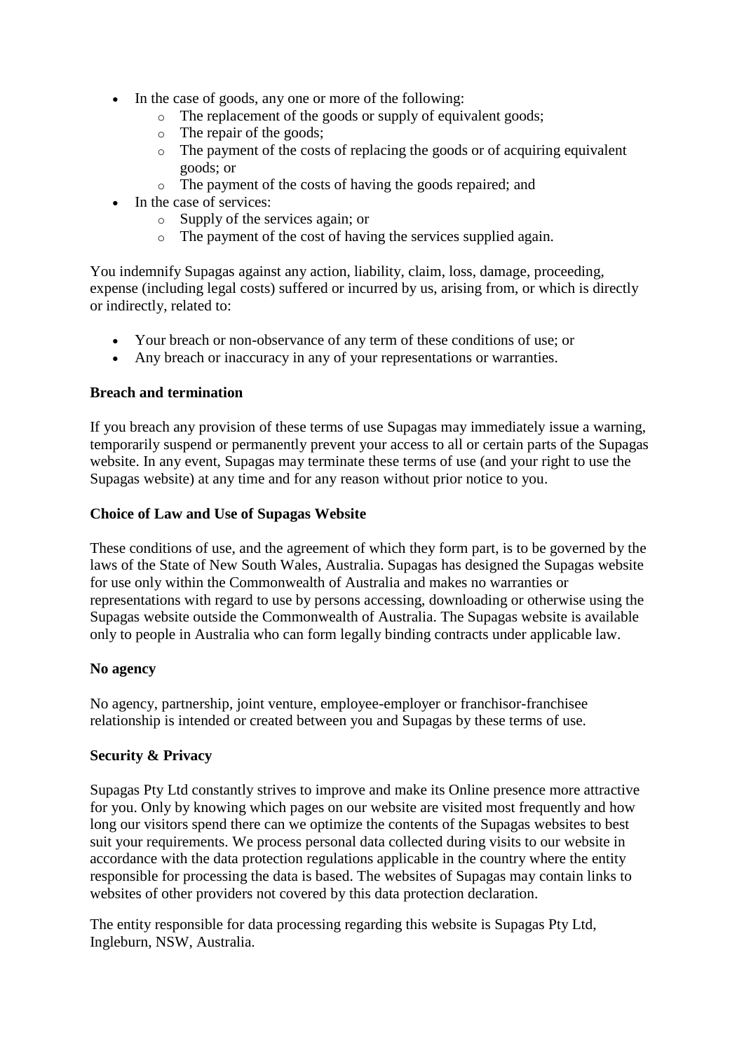- In the case of goods, any one or more of the following:
    - The replacement of the goods or supply of equivalent goods;
    - The repair of the goods;
    - The payment of the costs of replacing the goods or of acquiring equivalent goods; or
    - The payment of the costs of having the goods repaired; and
- In the case of services:
    - Supply of the services again; or
    - The payment of the cost of having the services supplied again.

You indemnify Supagas against any action, liability, claim, loss, damage, proceeding, expense (including legal costs) suffered or incurred by us, arising from, or which is directly or indirectly, related to:

- Your breach or non-observance of any term of these conditions of use; or
- Any breach or inaccuracy in any of your representations or warranties.

**Breach and termination**

If you breach any provision of these terms of use Supagas may immediately issue a warning, temporarily suspend or permanently prevent your access to all or certain parts of the Supagas website. In any event, Supagas may terminate these terms of use (and your right to use the Supagas website) at any time and for any reason without prior notice to you.

**Choice of Law and Use of Supagas Website**

These conditions of use, and the agreement of which they form part, is to be governed by the laws of the State of New South Wales, Australia. Supagas has designed the Supagas website for use only within the Commonwealth of Australia and makes no warranties or representations with regard to use by persons accessing, downloading or otherwise using the Supagas website outside the Commonwealth of Australia. The Supagas website is available only to people in Australia who can form legally binding contracts under applicable law.

**No agency**

No agency, partnership, joint venture, employee-employer or franchisor-franchisee relationship is intended or created between you and Supagas by these terms of use.

**Security & Privacy**

Supagas Pty Ltd constantly strives to improve and make its Online presence more attractive for you. Only by knowing which pages on our website are visited most frequently and how long our visitors spend there can we optimize the contents of the Supagas websites to best suit your requirements. We process personal data collected during visits to our website in accordance with the data protection regulations applicable in the country where the entity responsible for processing the data is based. The websites of Supagas may contain links to websites of other providers not covered by this data protection declaration.

The entity responsible for data processing regarding this website is Supagas Pty Ltd, Ingleburn, NSW, Australia.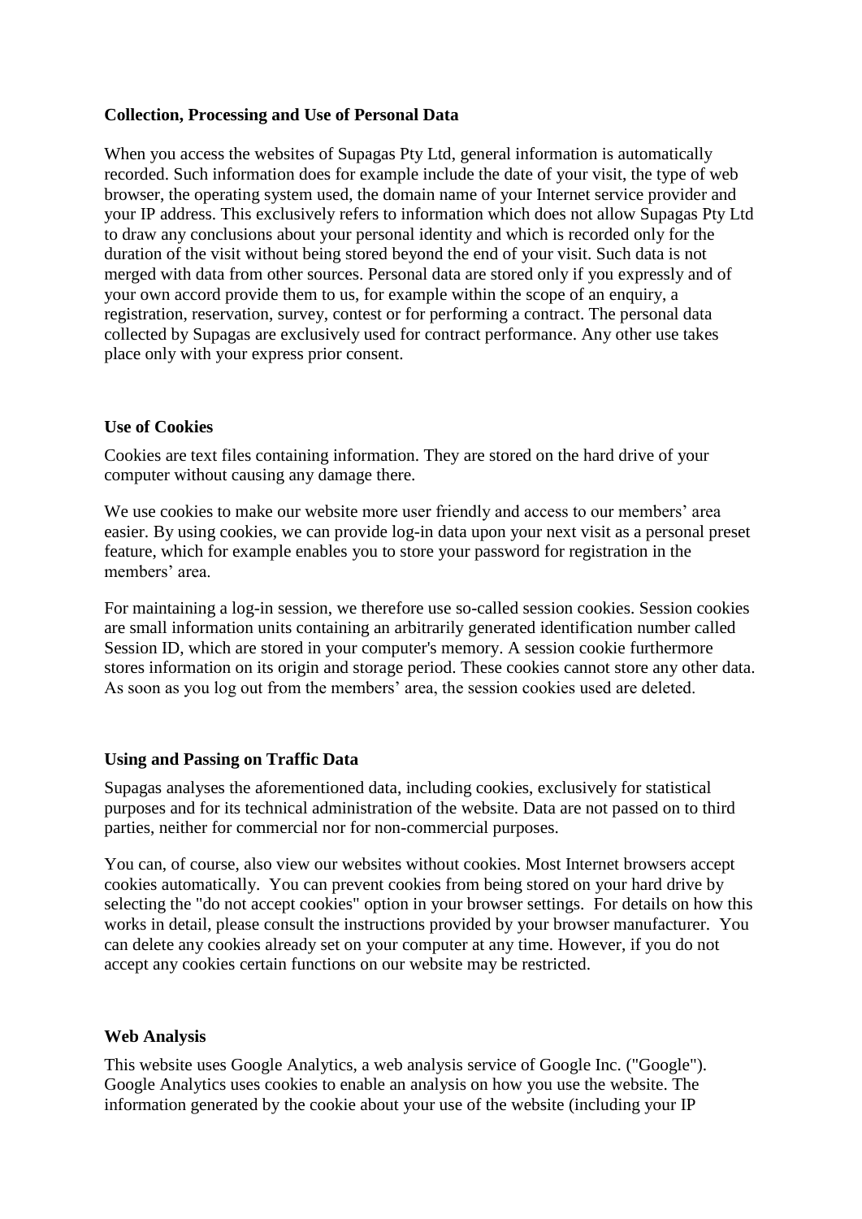**Collection, Processing and Use of Personal Data**

When you access the websites of Supagas Pty Ltd, general information is automatically recorded. Such information does for example include the date of your visit, the type of web browser, the operating system used, the domain name of your Internet service provider and your IP address. This exclusively refers to information which does not allow Supagas Pty Ltd to draw any conclusions about your personal identity and which is recorded only for the duration of the visit without being stored beyond the end of your visit. Such data is not merged with data from other sources. Personal data are stored only if you expressly and of your own accord provide them to us, for example within the scope of an enquiry, a registration, reservation, survey, contest or for performing a contract. The personal data collected by Supagas are exclusively used for contract performance. Any other use takes place only with your express prior consent.

**Use of Cookies**

Cookies are text files containing information. They are stored on the hard drive of your computer without causing any damage there.

We use cookies to make our website more user friendly and access to our members' area easier. By using cookies, we can provide log-in data upon your next visit as a personal preset feature, which for example enables you to store your password for registration in the members' area.

For maintaining a log-in session, we therefore use so-called session cookies. Session cookies are small information units containing an arbitrarily generated identification number called Session ID, which are stored in your computer's memory. A session cookie furthermore stores information on its origin and storage period. These cookies cannot store any other data. As soon as you log out from the members' area, the session cookies used are deleted.

**Using and Passing on Traffic Data**

Supagas analyses the aforementioned data, including cookies, exclusively for statistical purposes and for its technical administration of the website. Data are not passed on to third parties, neither for commercial nor for non-commercial purposes.

You can, of course, also view our websites without cookies. Most Internet browsers accept cookies automatically. You can prevent cookies from being stored on your hard drive by selecting the "do not accept cookies" option in your browser settings. For details on how this works in detail, please consult the instructions provided by your browser manufacturer. You can delete any cookies already set on your computer at any time. However, if you do not accept any cookies certain functions on our website may be restricted.

**Web Analysis**

This website uses Google Analytics, a web analysis service of Google Inc. ("Google"). Google Analytics uses cookies to enable an analysis on how you use the website. The information generated by the cookie about your use of the website (including your IP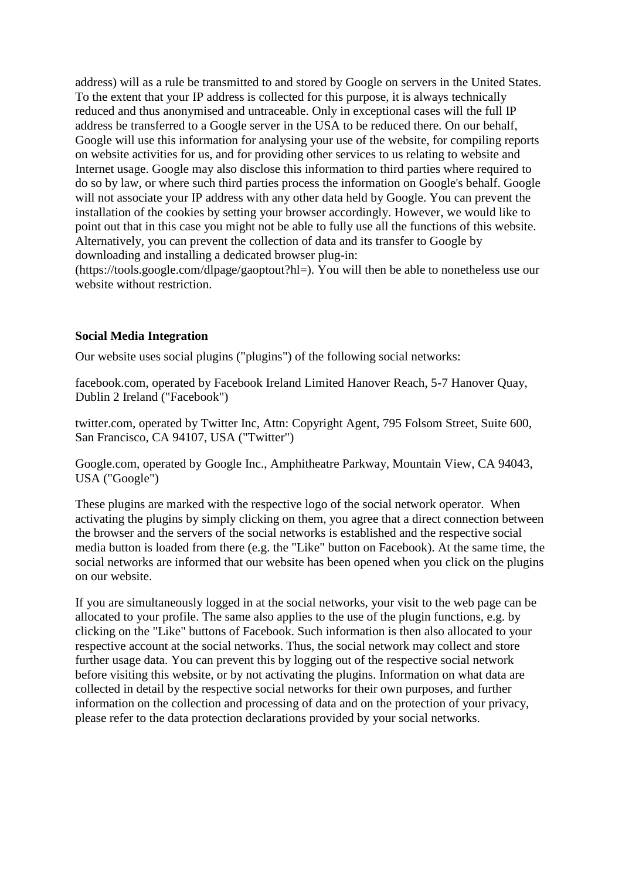address) will as a rule be transmitted to and stored by Google on servers in the United States. To the extent that your IP address is collected for this purpose, it is always technically reduced and thus anonymised and untraceable. Only in exceptional cases will the full IP address be transferred to a Google server in the USA to be reduced there. On our behalf, Google will use this information for analysing your use of the website, for compiling reports on website activities for us, and for providing other services to us relating to website and Internet usage. Google may also disclose this information to third parties where required to do so by law, or where such third parties process the information on Google's behalf. Google will not associate your IP address with any other data held by Google. You can prevent the installation of the cookies by setting your browser accordingly. However, we would like to point out that in this case you might not be able to fully use all the functions of this website. Alternatively, you can prevent the collection of data and its transfer to Google by downloading and installing a dedicated browser plug-in: (https://tools.google.com/dlpage/gaoptout?hl=). You will then be able to nonetheless use our website without restriction.

**Social Media Integration**

Our website uses social plugins ("plugins") of the following social networks:

facebook.com, operated by Facebook Ireland Limited Hanover Reach, 5-7 Hanover Quay, Dublin 2 Ireland ("Facebook")

twitter.com, operated by Twitter Inc, Attn: Copyright Agent, 795 Folsom Street, Suite 600, San Francisco, CA 94107, USA ("Twitter")

Google.com, operated by Google Inc., Amphitheatre Parkway, Mountain View, CA 94043, USA ("Google")

These plugins are marked with the respective logo of the social network operator. When activating the plugins by simply clicking on them, you agree that a direct connection between the browser and the servers of the social networks is established and the respective social media button is loaded from there (e.g. the "Like" button on Facebook). At the same time, the social networks are informed that our website has been opened when you click on the plugins on our website.

If you are simultaneously logged in at the social networks, your visit to the web page can be allocated to your profile. The same also applies to the use of the plugin functions, e.g. by clicking on the "Like" buttons of Facebook. Such information is then also allocated to your respective account at the social networks. Thus, the social network may collect and store further usage data. You can prevent this by logging out of the respective social network before visiting this website, or by not activating the plugins. Information on what data are collected in detail by the respective social networks for their own purposes, and further information on the collection and processing of data and on the protection of your privacy, please refer to the data protection declarations provided by your social networks.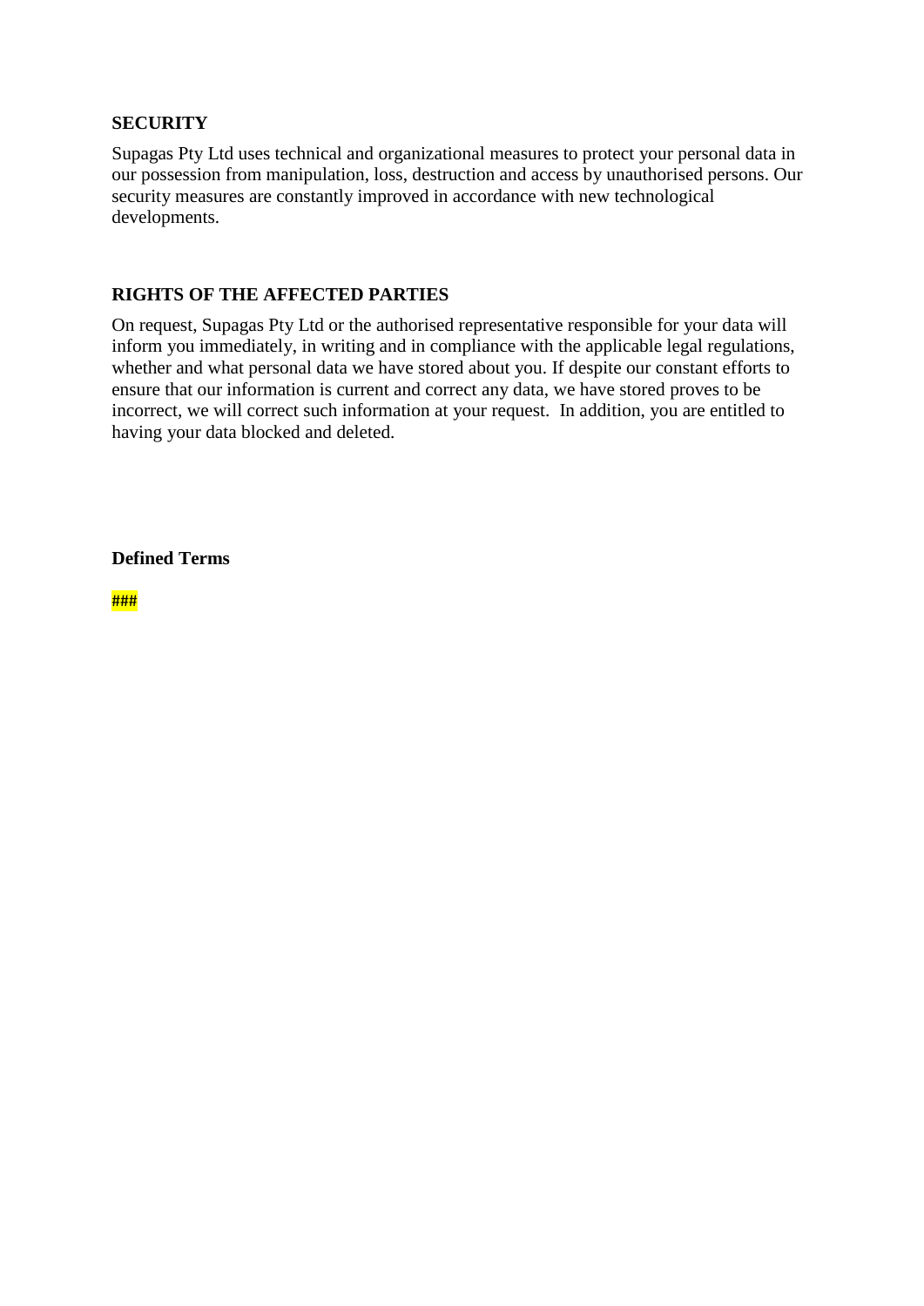**SECURITY**

Supagas Pty Ltd uses technical and organizational measures to protect your personal data in our possession from manipulation, loss, destruction and access by unauthorised persons. Our security measures are constantly improved in accordance with new technological developments.

**RIGHTS OF THE AFFECTED PARTIES**

On request, Supagas Pty Ltd or the authorised representative responsible for your data will inform you immediately, in writing and in compliance with the applicable legal regulations, whether and what personal data we have stored about you. If despite our constant efforts to ensure that our information is current and correct any data, we have stored proves to be incorrect, we will correct such information at your request. In addition, you are entitled to having your data blocked and deleted.

**Defined Terms**

###